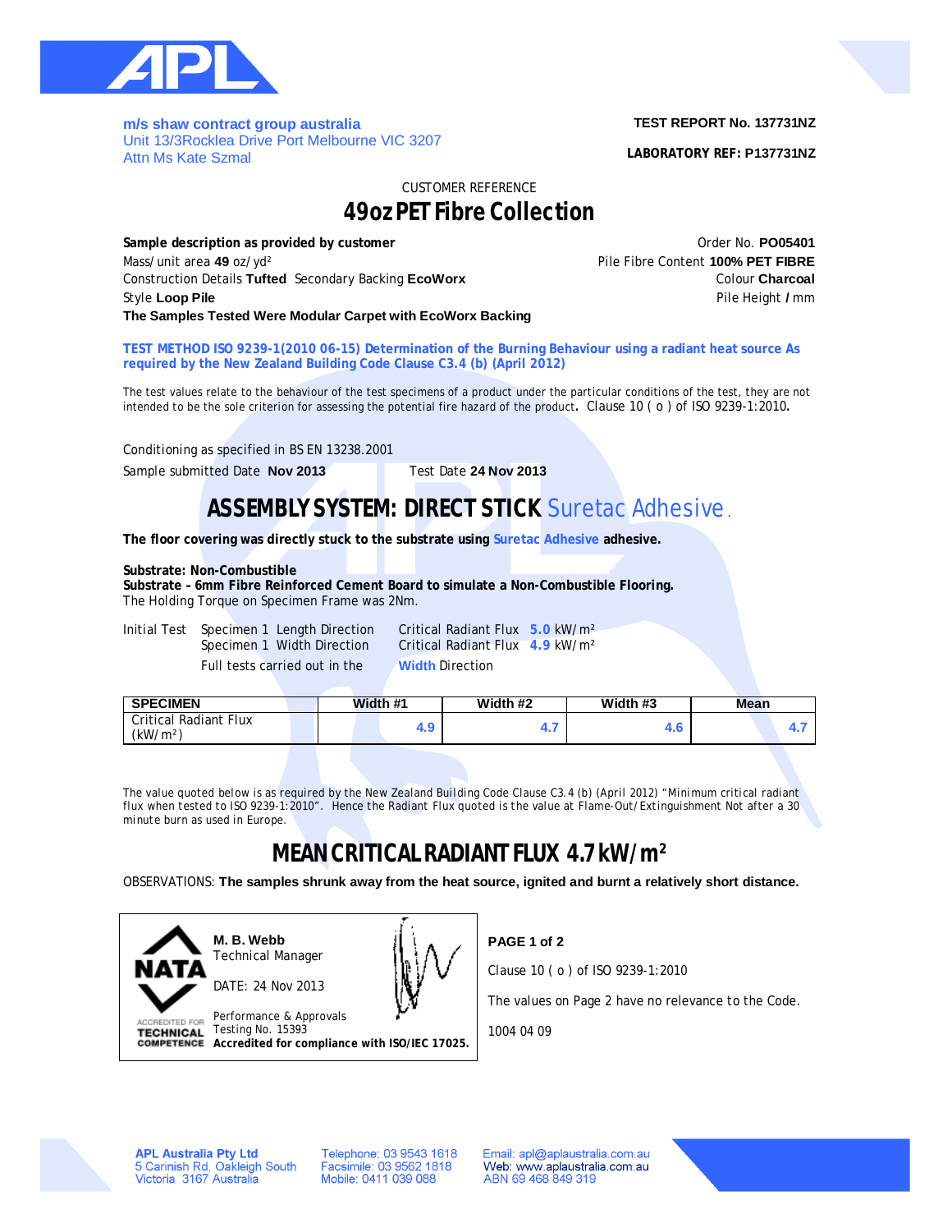**m/s shaw contract group australia**
Unit 13/3Rocklea Drive Port Melbourne VIC 3207
Attn Ms Kate Szmal

**TEST REPORT No. 137731NZ**

**LABORATORY REF: P137731NZ**

CUSTOMER REFERENCE

# 49oz PET Fibre Collection

**Sample description as provided by customer**
Mass/unit area **49** oz/yd²
Construction Details **Tufted** Secondary Backing **EcoWorx**
Style **Loop Pile**
**The Samples Tested Were Modular Carpet with EcoWorx Backing**

Order No. **PO05401**
Pile Fibre Content **100% PET FIBRE**
Colour **Charcoal**
Pile Height **/** mm

**TEST METHOD ISO 9239-1(2010 06-15) Determination of the Burning Behaviour using a radiant heat source As required by the New Zealand Building Code Clause C3.4 (b) (April 2012)**

The test values relate to the behaviour of the test specimens of a product under the particular conditions of the test, they are not intended to be the sole criterion for assessing the potential fire hazard of the product. Clause 10 ( o ) of ISO 9239-1:2010.

Conditioning as specified in BS EN 13238.2001

Sample submitted Date **Nov 2013** Test Date **24 Nov 2013**

## ASSEMBLY SYSTEM: DIRECT STICK Suretac Adhesive

**The floor covering was directly stuck to the substrate using Suretac Adhesive adhesive.**

**Substrate: Non-Combustible**
**Substrate – 6mm Fibre Reinforced Cement Board to simulate a Non-Combustible Flooring.**
The Holding Torque on Specimen Frame was 2Nm.

Initial Test Specimen 1 Length Direction Critical Radiant Flux **5.0** kW/m²
Specimen 1 Width Direction Critical Radiant Flux **4.9** kW/m²
Full tests carried out in the **Width** Direction

| SPECIMEN | Width #1 | Width #2 | Width #3 | Mean |
|---|---|---|---|---|
| Critical Radiant Flux (kW/m²) | 4.9 | 4.7 | 4.6 | 4.7 |

The value quoted below is as required by the New Zealand Building Code Clause C3.4 (b) (April 2012) "Minimum critical radiant flux when tested to ISO 9239-1:2010". Hence the Radiant Flux quoted is the value at Flame-Out/Extinguishment Not after a 30 minute burn as used in Europe.

## MEAN CRITICAL RADIANT FLUX 4.7 kW/m²

OBSERVATIONS: **The samples shrunk away from the heat source, ignited and burnt a relatively short distance.**

**M. B. Webb**
Technical Manager

DATE: 24 Nov 2013

Performance & Approvals
Testing No. 15393
**Accredited for compliance with ISO/IEC 17025.**

**PAGE 1 of 2**

Clause 10 ( o ) of ISO 9239-1:2010

The values on Page 2 have no relevance to the Code.

1004 04 09

**APL Australia Pty Ltd**
5 Carinish Rd, Oakleigh South
Victoria 3167 Australia

Telephone: 03 9543 1618
Facsimile: 03 9562 1818
Mobile: 0411 039 088

Email: apl@aplaustralia.com.au
Web: www.aplaustralia.com.au
ABN 69 468 849 319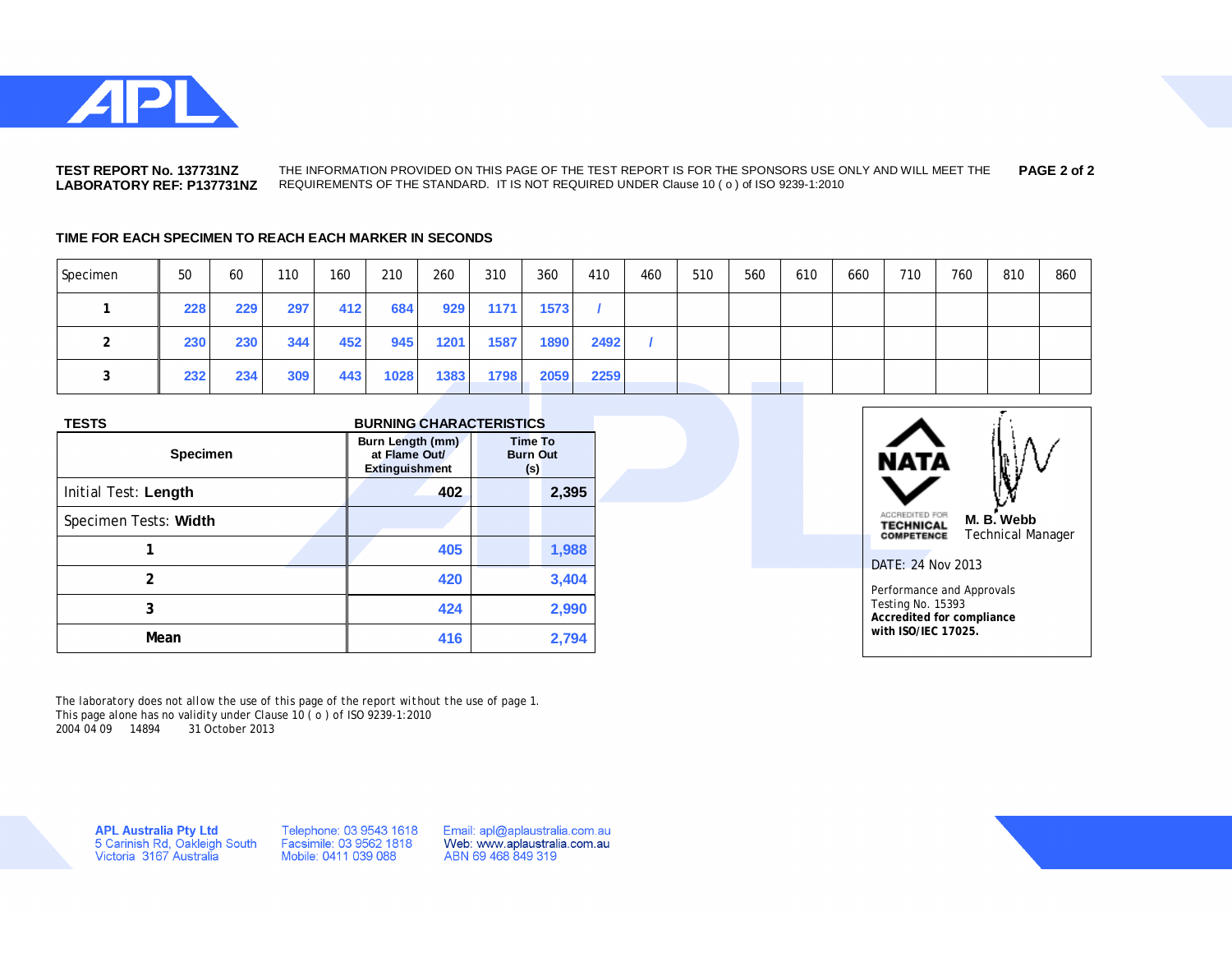**TEST REPORT No. 137731NZ**
**LABORATORY REF: P137731NZ**

THE INFORMATION PROVIDED ON THIS PAGE OF THE TEST REPORT IS FOR THE SPONSORS USE ONLY AND WILL MEET THE REQUIREMENTS OF THE STANDARD. IT IS NOT REQUIRED UNDER Clause 10 ( o ) of ISO 9239-1:2010

**TIME FOR EACH SPECIMEN TO REACH EACH MARKER IN SECONDS**

| Specimen | 50 | 60 | 110 | 160 | 210 | 260 | 310 | 360 | 410 | 460 | 510 | 560 | 610 | 660 | 710 | 760 | 810 | 860 |
|---|---|---|---|---|---|---|---|---|---|---|---|---|---|---|---|---|---|---|
| **1** | 228 | 229 | 297 | 412 | 684 | 929 | 1171 | 1573 | / | | | | | | | | | |
| **2** | 230 | 230 | 344 | 452 | 945 | 1201 | 1587 | 1890 | 2492 | / | | | | | | | | |
| **3** | 232 | 234 | 309 | 443 | 1028 | 1383 | 1798 | 2059 | 2259 | | | | | | | | | |

**TESTS** — **BURNING CHARACTERISTICS**

| Specimen | Burn Length (mm) at Flame Out/ Extinguishment | Time To Burn Out (s) |
|---|---|---|
| Initial Test: **Length** | 402 | 2,395 |
| Specimen Tests: **Width** | | |
| **1** | 405 | 1,988 |
| **2** | 420 | 3,404 |
| **3** | 424 | 2,990 |
| **Mean** | 416 | 2,794 |

NATA
ACCREDITED FOR TECHNICAL COMPETENCE

**M. B. Webb**
Technical Manager

DATE: 24 Nov 2013

Performance and Approvals Testing No. 15393
**Accredited for compliance with ISO/IEC 17025.**

The laboratory does not allow the use of this page of the report without the use of page 1.
This page alone has no validity under Clause 10 ( o ) of ISO 9239-1:2010
2004 04 09 14894 31 October 2013

**APL Australia Pty Ltd**
5 Carinish Rd, Oakleigh South
Victoria 3167 Australia

Telephone: 03 9543 1618
Facsimile: 03 9562 1818
Mobile: 0411 039 088

Email: apl@aplaustralia.com.au
Web: www.aplaustralia.com.au
ABN 69 468 849 319